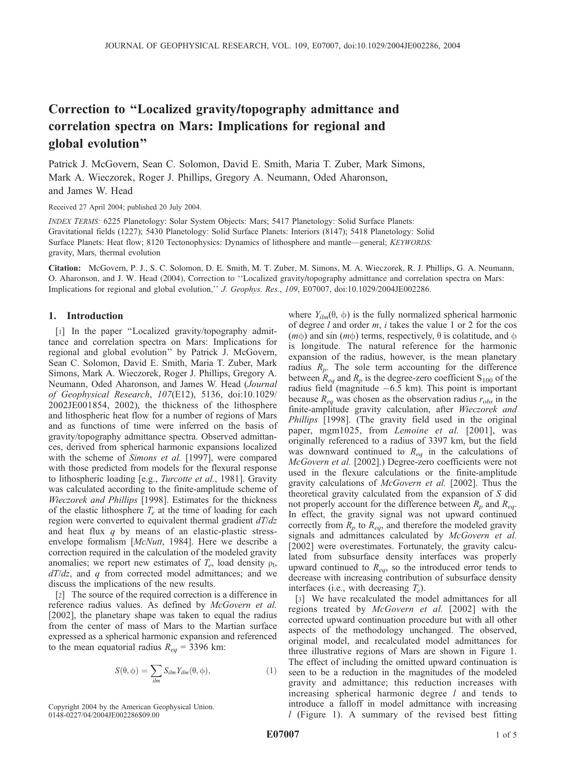# Correction to "Localized gravity/topography admittance and correlation spectra on Mars: Implications for regional and global evolution"

Patrick J. McGovern, Sean C. Solomon, David E. Smith, Maria T. Zuber, Mark Simons, Mark A. Wieczorek, Roger J. Phillips, Gregory A. Neumann, Oded Aharonson, and James W. Head

Received 27 April 2004; published 20 July 2004.

*INDEX TERMS:* 6225 Planetology: Solar System Objects: Mars; 5417 Planetology: Solid Surface Planets: Gravitational fields (1227); 5430 Planetology: Solid Surface Planets: Interiors (8147); 5418 Planetology: Solid Surface Planets: Heat flow; 8120 Tectonophysics: Dynamics of lithosphere and mantle—general; *KEYWORDS:* gravity, Mars, thermal evolution

**Citation:** McGovern, P. J., S. C. Solomon, D. E. Smith, M. T. Zuber, M. Simons, M. A. Wieczorek, R. J. Phillips, G. A. Neumann, O. Aharonson, and J. W. Head (2004), Correction to ''Localized gravity/topography admittance and correlation spectra on Mars: Implications for regional and global evolution,'' *J. Geophys. Res.*, *109*, E07007, doi:10.1029/2004JE002286.

## 1. Introduction

[1] In the paper "Localized gravity/topography admittance and correlation spectra on Mars: Implications for regional and global evolution" by Patrick J. McGovern, Sean C. Solomon, David E. Smith, Maria T. Zuber, Mark Simons, Mark A. Wieczorek, Roger J. Phillips, Gregory A. Neumann, Oded Aharonson, and James W. Head (*Journal of Geophysical Research*, *107*(E12), 5136, doi:10.1029/2002JE001854, 2002), the thickness of the lithosphere and lithospheric heat flow for a number of regions of Mars and as functions of time were inferred on the basis of gravity/topography admittance spectra. Observed admittances, derived from spherical harmonic expansions localized with the scheme of *Simons et al.* [1997], were compared with those predicted from models for the flexural response to lithospheric loading [e.g., *Turcotte et al.*, 1981]. Gravity was calculated according to the finite-amplitude scheme of *Wieczorek and Phillips* [1998]. Estimates for the thickness of the elastic lithosphere $T_e$ at the time of loading for each region were converted to equivalent thermal gradient $dT/dz$ and heat flux $q$ by means of an elastic-plastic stress-envelope formalism [*McNutt*, 1984]. Here we describe a correction required in the calculation of the modeled gravity anomalies; we report new estimates of $T_e$, load density $\rho_l$, $dT/dz$, and $q$ from corrected model admittances; and we discuss the implications of the new results.

[2] The source of the required correction is a difference in reference radius values. As defined by *McGovern et al.* [2002], the planetary shape was taken to equal the radius from the center of mass of Mars to the Martian surface expressed as a spherical harmonic expansion and referenced to the mean equatorial radius $R_{eq}$ = 3396 km:

$$S(\theta, \phi) = \sum_{ilm} S_{ilm} Y_{ilm}(\theta, \phi), \qquad (1)$$

where $Y_{ilm}(\theta, \phi)$ is the fully normalized spherical harmonic of degree $l$ and order $m$, $i$ takes the value 1 or 2 for the cos $(m\phi)$ and sin $(m\phi)$ terms, respectively, $\theta$ is colatitude, and $\phi$ is longitude. The natural reference for the harmonic expansion of the radius, however, is the mean planetary radius $R_p$. The sole term accounting for the difference between $R_{eq}$ and $R_p$ is the degree-zero coefficient $S_{100}$ of the radius field (magnitude −6.5 km). This point is important because $R_{eq}$ was chosen as the observation radius $r_{obs}$ in the finite-amplitude gravity calculation, after *Wieczorek and Phillips* [1998]. (The gravity field used in the original paper, mgm1025, from *Lemoine et al.* [2001], was originally referenced to a radius of 3397 km, but the field was downward continued to $R_{eq}$ in the calculations of *McGovern et al.* [2002].) Degree-zero coefficients were not used in the flexure calculations or the finite-amplitude gravity calculations of *McGovern et al.* [2002]. Thus the theoretical gravity calculated from the expansion of $S$ did not properly account for the difference between $R_p$ and $R_{eq}$. In effect, the gravity signal was not upward continued correctly from $R_p$ to $R_{eq}$, and therefore the modeled gravity signals and admittances calculated by *McGovern et al.* [2002] were overestimates. Fortunately, the gravity calculated from subsurface density interfaces was properly upward continued to $R_{eq}$, so the introduced error tends to decrease with increasing contribution of subsurface density interfaces (i.e., with decreasing $T_e$).

[3] We have recalculated the model admittances for all regions treated by *McGovern et al.* [2002] with the corrected upward continuation procedure but with all other aspects of the methodology unchanged. The observed, original model, and recalculated model admittances for three illustrative regions of Mars are shown in Figure 1. The effect of including the omitted upward continuation is seen to be a reduction in the magnitudes of the modeled gravity and admittance; this reduction increases with increasing spherical harmonic degree $l$ and tends to introduce a falloff in model admittance with increasing $l$ (Figure 1). A summary of the revised best fitting

Copyright 2004 by the American Geophysical Union.
0148-0227/04/2004JE002286$09.00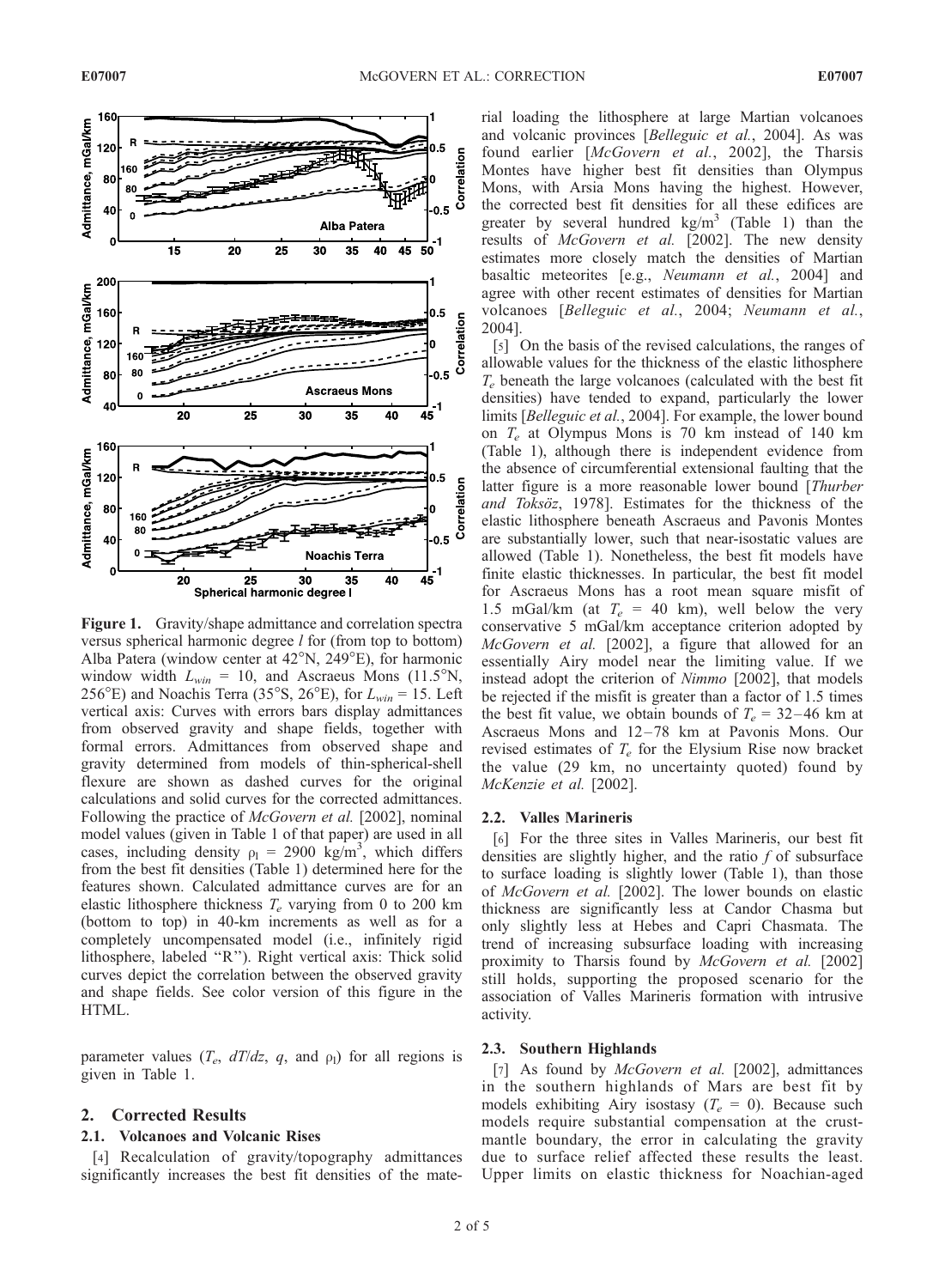**Figure 1.** Gravity/shape admittance and correlation spectra versus spherical harmonic degree $l$ for (from top to bottom) Alba Patera (window center at 42°N, 249°E), for harmonic window width $L_{win}$ = 10, and Ascraeus Mons (11.5°N, 256°E) and Noachis Terra (35°S, 26°E), for $L_{win}$ = 15. Left vertical axis: Curves with errors bars display admittances from observed gravity and shape fields, together with formal errors. Admittances from observed shape and gravity determined from models of thin-spherical-shell flexure are shown as dashed curves for the original calculations and solid curves for the corrected admittances. Following the practice of *McGovern et al.* [2002], nominal model values (given in Table 1 of that paper) are used in all cases, including density $\rho_l$ = 2900 kg/m$^3$, which differs from the best fit densities (Table 1) determined here for the features shown. Calculated admittance curves are for an elastic lithosphere thickness $T_e$ varying from 0 to 200 km (bottom to top) in 40-km increments as well as for a completely uncompensated model (i.e., infinitely rigid lithosphere, labeled "R"). Right vertical axis: Thick solid curves depict the correlation between the observed gravity and shape fields. See color version of this figure in the HTML.

parameter values ($T_e$, $dT/dz$, $q$, and $\rho_l$) for all regions is given in Table 1.

## 2. Corrected Results

### 2.1. Volcanoes and Volcanic Rises

[4] Recalculation of gravity/topography admittances significantly increases the best fit densities of the material loading the lithosphere at large Martian volcanoes and volcanic provinces [*Belleguic et al.*, 2004]. As was found earlier [*McGovern et al.*, 2002], the Tharsis Montes have higher best fit densities than Olympus Mons, with Arsia Mons having the highest. However, the corrected best fit densities for all these edifices are greater by several hundred kg/m$^3$ (Table 1) than the results of *McGovern et al.* [2002]. The new density estimates more closely match the densities of Martian basaltic meteorites [e.g., *Neumann et al.*, 2004] and agree with other recent estimates of densities for Martian volcanoes [*Belleguic et al.*, 2004; *Neumann et al.*, 2004].

[5] On the basis of the revised calculations, the ranges of allowable values for the thickness of the elastic lithosphere $T_e$ beneath the large volcanoes (calculated with the best fit densities) have tended to expand, particularly the lower limits [*Belleguic et al.*, 2004]. For example, the lower bound on $T_e$ at Olympus Mons is 70 km instead of 140 km (Table 1), although there is independent evidence from the absence of circumferential extensional faulting that the latter figure is a more reasonable lower bound [*Thurber and Toksöz*, 1978]. Estimates for the thickness of the elastic lithosphere beneath Ascraeus and Pavonis Montes are substantially lower, such that near-isostatic values are allowed (Table 1). Nonetheless, the best fit models have finite elastic thicknesses. In particular, the best fit model for Ascraeus Mons has a root mean square misfit of 1.5 mGal/km (at $T_e$ = 40 km), well below the very conservative 5 mGal/km acceptance criterion adopted by *McGovern et al.* [2002], a figure that allowed for an essentially Airy model near the limiting value. If we instead adopt the criterion of *Nimmo* [2002], that models be rejected if the misfit is greater than a factor of 1.5 times the best fit value, we obtain bounds of $T_e$ = 32–46 km at Ascraeus Mons and 12–78 km at Pavonis Mons. Our revised estimates of $T_e$ for the Elysium Rise now bracket the value (29 km, no uncertainty quoted) found by *McKenzie et al.* [2002].

### 2.2. Valles Marineris

[6] For the three sites in Valles Marineris, our best fit densities are slightly higher, and the ratio $f$ of subsurface to surface loading is slightly lower (Table 1), than those of *McGovern et al.* [2002]. The lower bounds on elastic thickness are significantly less at Candor Chasma but only slightly less at Hebes and Capri Chasmata. The trend of increasing subsurface loading with increasing proximity to Tharsis found by *McGovern et al.* [2002] still holds, supporting the proposed scenario for the association of Valles Marineris formation with intrusive activity.

### 2.3. Southern Highlands

[7] As found by *McGovern et al.* [2002], admittances in the southern highlands of Mars are best fit by models exhibiting Airy isostasy ($T_e$ = 0). Because such models require substantial compensation at the crust-mantle boundary, the error in calculating the gravity due to surface relief affected these results the least. Upper limits on elastic thickness for Noachian-aged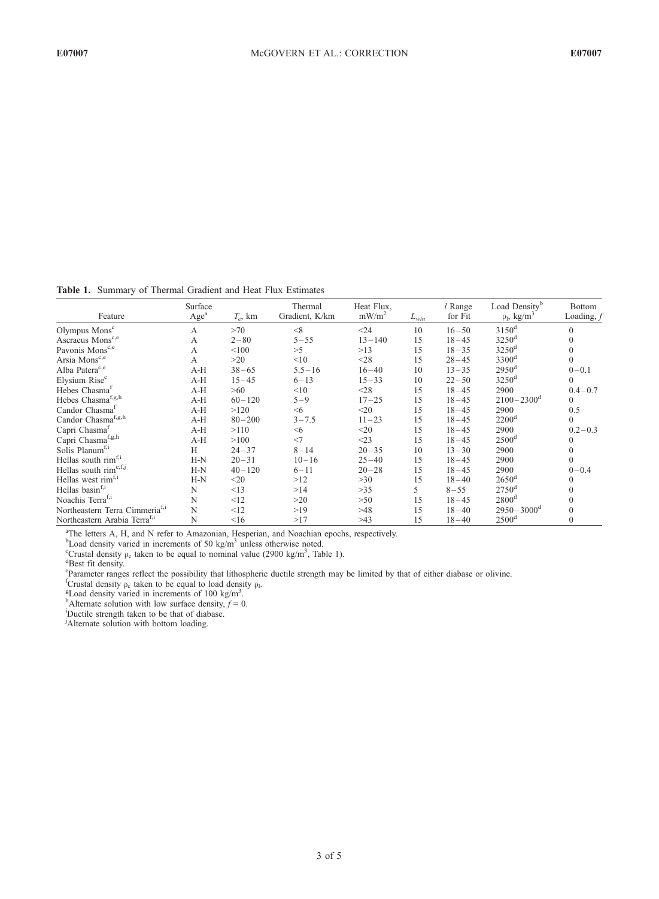**Table 1.** Summary of Thermal Gradient and Heat Flux Estimates

| Feature | Surface Age[a] | $T_e$, km | Thermal Gradient, K/km | Heat Flux, mW/m$^2$ | $L_{win}$ | $l$ Range for Fit | Load Density[b] $\rho_l$, kg/m$^3$ | Bottom Loading, $f$ |
|---|---|---|---|---|---|---|---|---|
| Olympus Mons[c] | A | >70 | <8 | <24 | 10 | 16 – 50 | 3150[d] | 0 |
| Ascraeus Mons[c,e] | A | 2 – 80 | 5 – 55 | 13 – 140 | 15 | 18 – 45 | 3250[d] | 0 |
| Pavonis Mons[c,e] | A | <100 | >5 | >13 | 15 | 18 – 35 | 3250[d] | 0 |
| Arsia Mons[c,e] | A | >20 | <10 | <28 | 15 | 28 – 45 | 3300[d] | 0 |
| Alba Patera[c,e] | A-H | 38 – 65 | 5.5 – 16 | 16 – 40 | 10 | 13 – 35 | 2950[d] | 0 – 0.1 |
| Elysium Rise[c] | A-H | 15 – 45 | 6 – 13 | 15 – 33 | 10 | 22 – 50 | 3250[d] | 0 |
| Hebes Chasma[f] | A-H | >60 | <10 | <28 | 15 | 18 – 45 | 2900 | 0.4 – 0.7 |
| Hebes Chasma[f,g,h] | A-H | 60 – 120 | 5 – 9 | 17 – 25 | 15 | 18 – 45 | 2100 – 2300[d] | 0 |
| Candor Chasma[f] | A-H | >120 | <6 | <20 | 15 | 18 – 45 | 2900 | 0.5 |
| Candor Chasma[f,g,h] | A-H | 80 – 200 | 3 – 7.5 | 11 – 23 | 15 | 18 – 45 | 2200[d] | 0 |
| Capri Chasma[f] | A-H | >110 | <6 | <20 | 15 | 18 – 45 | 2900 | 0.2 – 0.3 |
| Capri Chasma[f,g,h] | A-H | >100 | <7 | <23 | 15 | 18 – 45 | 2500[d] | 0 |
| Solis Planum[f,i] | H | 24 – 37 | 8 – 14 | 20 – 35 | 10 | 13 – 30 | 2900 | 0 |
| Hellas south rim[f,i] | H-N | 20 – 31 | 10 – 16 | 25 – 40 | 15 | 18 – 45 | 2900 | 0 |
| Hellas south rim[e,f,j] | H-N | 40 – 120 | 6 – 11 | 20 – 28 | 15 | 18 – 45 | 2900 | 0 – 0.4 |
| Hellas west rim[f,i] | H-N | <20 | >12 | >30 | 15 | 18 – 40 | 2650[d] | 0 |
| Hellas basin[f,i] | N | <13 | >14 | >35 | 5 | 8 – 55 | 2750[d] | 0 |
| Noachis Terra[f,i] | N | <12 | >20 | >50 | 15 | 18 – 45 | 2800[d] | 0 |
| Northeastern Terra Cimmeria[f,i] | N | <12 | >19 | >48 | 15 | 18 – 40 | 2950 – 3000[d] | 0 |
| Northeastern Arabia Terra[f,i] | N | <16 | >17 | >43 | 15 | 18 – 40 | 2500[d] | 0 |

[a]The letters A, H, and N refer to Amazonian, Hesperian, and Noachian epochs, respectively.
[b]Load density varied in increments of 50 kg/m$^3$ unless otherwise noted.
[c]Crustal density $\rho_c$ taken to be equal to nominal value (2900 kg/m$^3$, Table 1).
[d]Best fit density.
[e]Parameter ranges reflect the possibility that lithospheric ductile strength may be limited by that of either diabase or olivine.
[f]Crustal density $\rho_c$ taken to be equal to load density $\rho_l$.
[g]Load density varied in increments of 100 kg/m$^3$.
[h]Alternate solution with low surface density, $f = 0$.
[i]Ductile strength taken to be that of diabase.
[j]Alternate solution with bottom loading.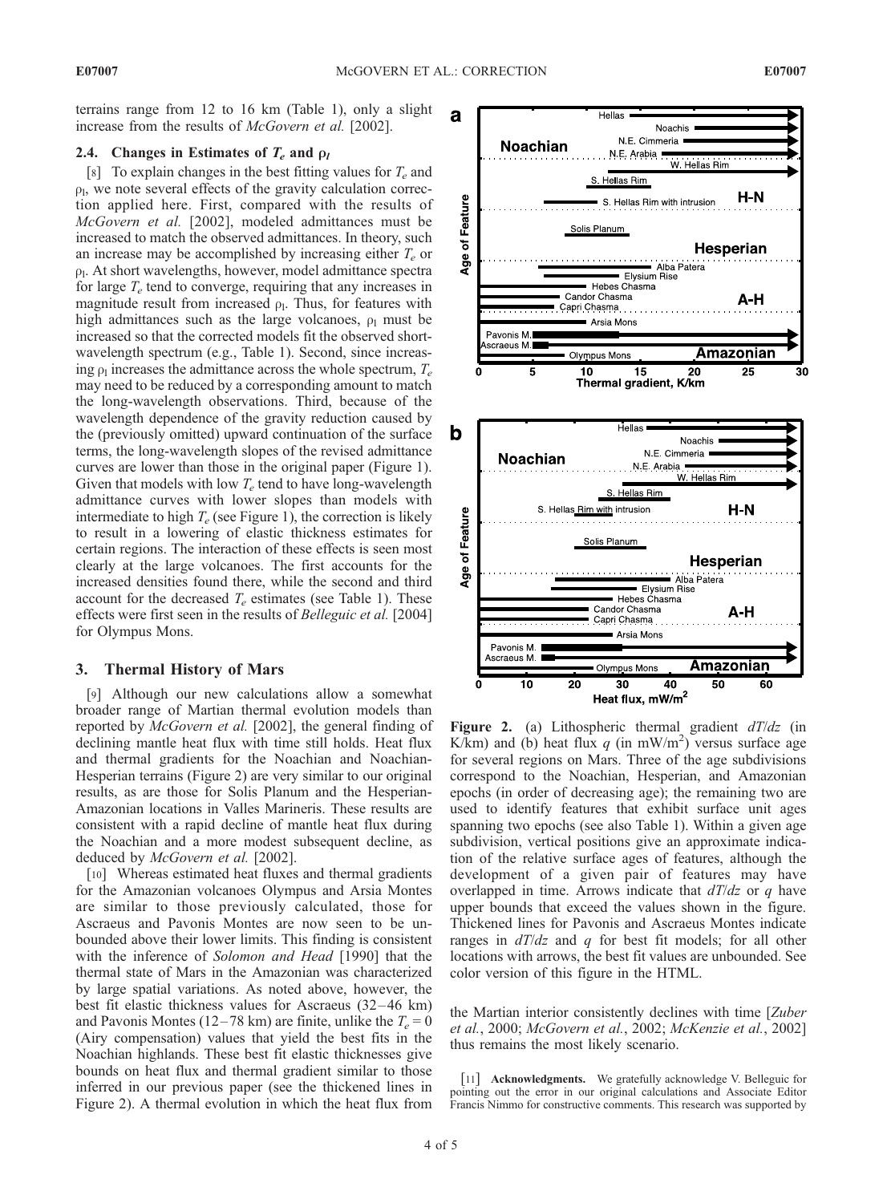terrains range from 12 to 16 km (Table 1), only a slight increase from the results of *McGovern et al.* [2002].

### 2.4. Changes in Estimates of $T_e$ and $\rho_l$

[8] To explain changes in the best fitting values for $T_e$ and $\rho_l$, we note several effects of the gravity calculation correction applied here. First, compared with the results of *McGovern et al.* [2002], modeled admittances must be increased to match the observed admittances. In theory, such an increase may be accomplished by increasing either $T_e$ or $\rho_l$. At short wavelengths, however, model admittance spectra for large $T_e$ tend to converge, requiring that any increases in magnitude result from increased $\rho_l$. Thus, for features with high admittances such as the large volcanoes, $\rho_l$ must be increased so that the corrected models fit the observed short-wavelength spectrum (e.g., Table 1). Second, since increasing $\rho_l$ increases the admittance across the whole spectrum, $T_e$ may need to be reduced by a corresponding amount to match the long-wavelength observations. Third, because of the wavelength dependence of the gravity reduction caused by the (previously omitted) upward continuation of the surface terms, the long-wavelength slopes of the revised admittance curves are lower than those in the original paper (Figure 1). Given that models with low $T_e$ tend to have long-wavelength admittance curves with lower slopes than models with intermediate to high $T_e$ (see Figure 1), the correction is likely to result in a lowering of elastic thickness estimates for certain regions. The interaction of these effects is seen most clearly at the large volcanoes. The first accounts for the increased densities found there, while the second and third account for the decreased $T_e$ estimates (see Table 1). These effects were first seen in the results of *Belleguic et al.* [2004] for Olympus Mons.

## 3. Thermal History of Mars

[9] Although our new calculations allow a somewhat broader range of Martian thermal evolution models than reported by *McGovern et al.* [2002], the general finding of declining mantle heat flux with time still holds. Heat flux and thermal gradients for the Noachian and Noachian-Hesperian terrains (Figure 2) are very similar to our original results, as are those for Solis Planum and the Hesperian-Amazonian locations in Valles Marineris. These results are consistent with a rapid decline of mantle heat flux during the Noachian and a more modest subsequent decline, as deduced by *McGovern et al.* [2002].

[10] Whereas estimated heat fluxes and thermal gradients for the Amazonian volcanoes Olympus and Arsia Montes are similar to those previously calculated, those for Ascraeus and Pavonis Montes are now seen to be unbounded above their lower limits. This finding is consistent with the inference of *Solomon and Head* [1990] that the thermal state of Mars in the Amazonian was characterized by large spatial variations. As noted above, however, the best fit elastic thickness values for Ascraeus (32–46 km) and Pavonis Montes (12–78 km) are finite, unlike the $T_e = 0$ (Airy compensation) values that yield the best fits in the Noachian highlands. These best fit elastic thicknesses give bounds on heat flux and thermal gradient similar to those inferred in our previous paper (see the thickened lines in Figure 2). A thermal evolution in which the heat flux from the Martian interior consistently declines with time [*Zuber et al.*, 2000; *McGovern et al.*, 2002; *McKenzie et al.*, 2002] thus remains the most likely scenario.

**Figure 2.** (a) Lithospheric thermal gradient $dT/dz$ (in K/km) and (b) heat flux $q$ (in mW/m$^2$) versus surface age for several regions on Mars. Three of the age subdivisions correspond to the Noachian, Hesperian, and Amazonian epochs (in order of decreasing age); the remaining two are used to identify features that exhibit surface unit ages spanning two epochs (see also Table 1). Within a given age subdivision, vertical positions give an approximate indication of the relative surface ages of features, although the development of a given pair of features may have overlapped in time. Arrows indicate that $dT/dz$ or $q$ have upper bounds that exceed the values shown in the figure. Thickened lines for Pavonis and Ascraeus Montes indicate ranges in $dT/dz$ and $q$ for best fit models; for all other locations with arrows, the best fit values are unbounded. See color version of this figure in the HTML.

[11] **Acknowledgments.** We gratefully acknowledge V. Belleguic for pointing out the error in our original calculations and Associate Editor Francis Nimmo for constructive comments. This research was supported by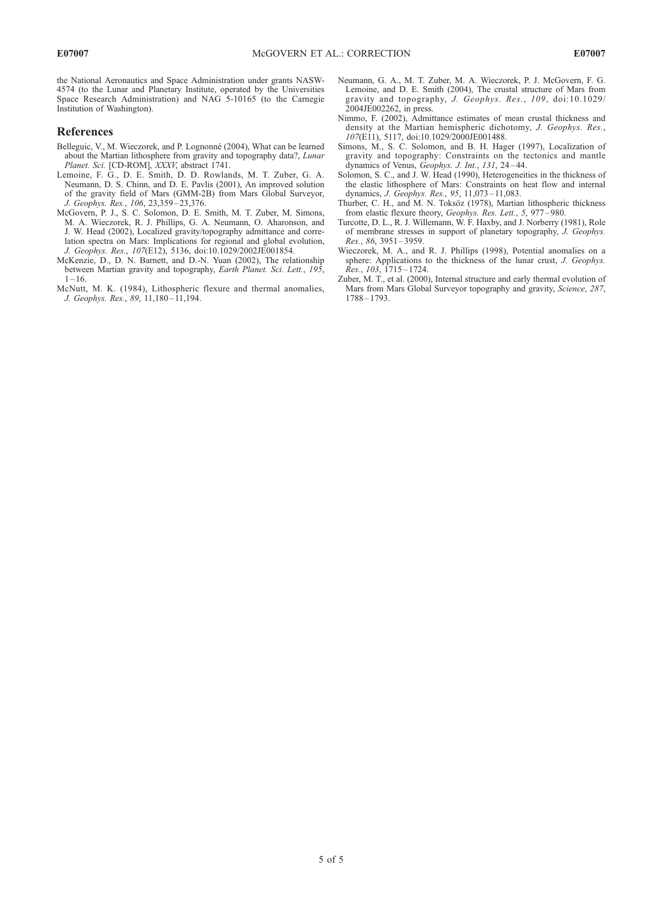the National Aeronautics and Space Administration under grants NASW-4574 (to the Lunar and Planetary Institute, operated by the Universities Space Research Administration) and NAG 5-10165 (to the Carnegie Institution of Washington).

## References

Belleguic, V., M. Wieczorek, and P. Lognonné (2004), What can be learned about the Martian lithosphere from gravity and topography data?, *Lunar Planet. Sci.* [CD-ROM], *XXXV*, abstract 1741.

Lemoine, F. G., D. E. Smith, D. D. Rowlands, M. T. Zuber, G. A. Neumann, D. S. Chinn, and D. E. Pavlis (2001), An improved solution of the gravity field of Mars (GMM-2B) from Mars Global Surveyor, *J. Geophys. Res.*, *106*, 23,359–23,376.

McGovern, P. J., S. C. Solomon, D. E. Smith, M. T. Zuber, M. Simons, M. A. Wieczorek, R. J. Phillips, G. A. Neumann, O. Aharonson, and J. W. Head (2002), Localized gravity/topography admittance and correlation spectra on Mars: Implications for regional and global evolution, *J. Geophys. Res.*, *107*(E12), 5136, doi:10.1029/2002JE001854.

McKenzie, D., D. N. Barnett, and D.-N. Yuan (2002), The relationship between Martian gravity and topography, *Earth Planet. Sci. Lett.*, *195*, 1–16.

McNutt, M. K. (1984), Lithospheric flexure and thermal anomalies, *J. Geophys. Res.*, *89*, 11,180–11,194.

Neumann, G. A., M. T. Zuber, M. A. Wieczorek, P. J. McGovern, F. G. Lemoine, and D. E. Smith (2004), The crustal structure of Mars from gravity and topography, *J. Geophys. Res.*, *109*, doi:10.1029/2004JE002262, in press.

Nimmo, F. (2002), Admittance estimates of mean crustal thickness and density at the Martian hemispheric dichotomy, *J. Geophys. Res.*, *107*(E11), 5117, doi:10.1029/2000JE001488.

Simons, M., S. C. Solomon, and B. H. Hager (1997), Localization of gravity and topography: Constraints on the tectonics and mantle dynamics of Venus, *Geophys. J. Int.*, *131*, 24–44.

Solomon, S. C., and J. W. Head (1990), Heterogeneities in the thickness of the elastic lithosphere of Mars: Constraints on heat flow and internal dynamics, *J. Geophys. Res.*, *95*, 11,073–11,083.

Thurber, C. H., and M. N. Toksöz (1978), Martian lithospheric thickness from elastic flexure theory, *Geophys. Res. Lett.*, *5*, 977–980.

Turcotte, D. L., R. J. Willemann, W. F. Haxby, and J. Norberry (1981), Role of membrane stresses in support of planetary topography, *J. Geophys. Res.*, *86*, 3951–3959.

Wieczorek, M. A., and R. J. Phillips (1998), Potential anomalies on a sphere: Applications to the thickness of the lunar crust, *J. Geophys. Res.*, *103*, 1715–1724.

Zuber, M. T., et al. (2000), Internal structure and early thermal evolution of Mars from Mars Global Surveyor topography and gravity, *Science*, *287*, 1788–1793.